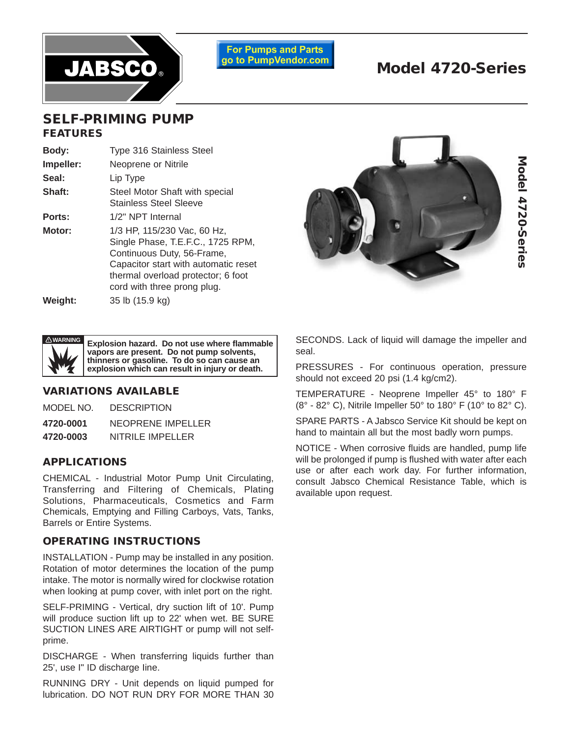# Model 4720-Series

For Pumps and Parts go to PumpVendor.com

## SELF-PRIMING PUMP

### FEATURES

| | |
|---|---|
| **Body:** | Type 316 Stainless Steel |
| **Impeller:** | Neoprene or Nitrile |
| **Seal:** | Lip Type |
| **Shaft:** | Steel Motor Shaft with special Stainless Steel Sleeve |
| **Ports:** | 1/2" NPT Internal |
| **Motor:** | 1/3 HP, 115/230 Vac, 60 Hz, Single Phase, T.E.F.C., 1725 RPM, Continuous Duty, 56-Frame, Capacitor start with automatic reset thermal overload protector; 6 foot cord with three prong plug. |
| **Weight:** | 35 lb (15.9 kg) |

**⚠ WARNING**

**Explosion hazard. Do not use where flammable vapors are present. Do not pump solvents, thinners or gasoline. To do so can cause an explosion which can result in injury or death.**

### VARIATIONS AVAILABLE

| MODEL NO. | DESCRIPTION |
|---|---|
| **4720-0001** | NEOPRENE IMPELLER |
| **4720-0003** | NITRILE IMPELLER |

### APPLICATIONS

CHEMICAL - Industrial Motor Pump Unit Circulating, Transferring and Filtering of Chemicals, Plating Solutions, Pharmaceuticals, Cosmetics and Farm Chemicals, Emptying and Filling Carboys, Vats, Tanks, Barrels or Entire Systems.

### OPERATING INSTRUCTIONS

INSTALLATION - Pump may be installed in any position. Rotation of motor determines the location of the pump intake. The motor is normally wired for clockwise rotation when looking at pump cover, with inlet port on the right.

SELF-PRIMING - Vertical, dry suction lift of 10'. Pump will produce suction lift up to 22' when wet. BE SURE SUCTION LINES ARE AIRTIGHT or pump will not self-prime.

DISCHARGE - When transferring liquids further than 25', use I" ID discharge line.

RUNNING DRY - Unit depends on liquid pumped for lubrication. DO NOT RUN DRY FOR MORE THAN 30 SECONDS. Lack of liquid will damage the impeller and seal.

PRESSURES - For continuous operation, pressure should not exceed 20 psi (1.4 kg/cm2).

TEMPERATURE - Neoprene Impeller 45° to 180° F (8° - 82° C), Nitrile Impeller 50° to 180° F (10° to 82° C).

SPARE PARTS - A Jabsco Service Kit should be kept on hand to maintain all but the most badly worn pumps.

NOTICE - When corrosive fluids are handled, pump life will be prolonged if pump is flushed with water after each use or after each work day. For further information, consult Jabsco Chemical Resistance Table, which is available upon request.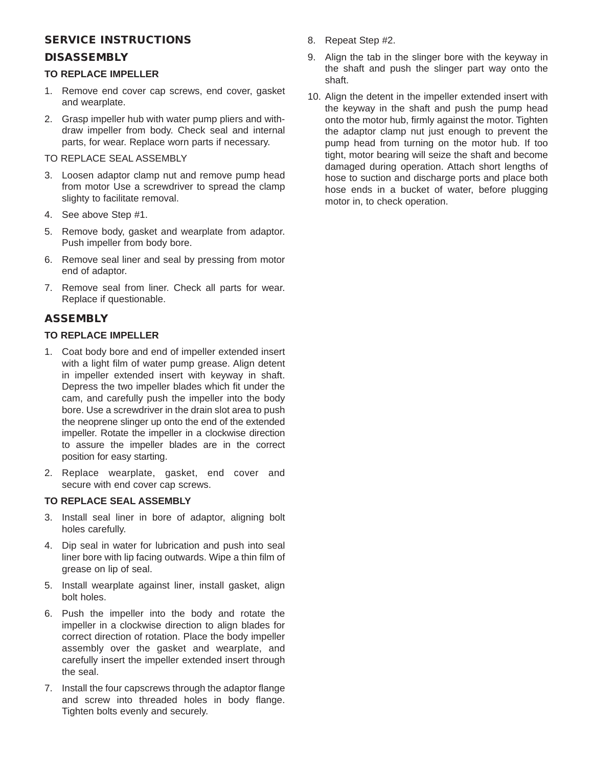## SERVICE INSTRUCTIONS

## DISASSEMBLY

### TO REPLACE IMPELLER

1. Remove end cover cap screws, end cover, gasket and wearplate.
2. Grasp impeller hub with water pump pliers and withdraw impeller from body. Check seal and internal parts, for wear. Replace worn parts if necessary.

TO REPLACE SEAL ASSEMBLY

3. Loosen adaptor clamp nut and remove pump head from motor Use a screwdriver to spread the clamp slighty to facilitate removal.
4. See above Step #1.
5. Remove body, gasket and wearplate from adaptor. Push impeller from body bore.
6. Remove seal liner and seal by pressing from motor end of adaptor.
7. Remove seal from liner. Check all parts for wear. Replace if questionable.

## ASSEMBLY

### TO REPLACE IMPELLER

1. Coat body bore and end of impeller extended insert with a light film of water pump grease. Align detent in impeller extended insert with keyway in shaft. Depress the two impeller blades which fit under the cam, and carefully push the impeller into the body bore. Use a screwdriver in the drain slot area to push the neoprene slinger up onto the end of the extended impeller. Rotate the impeller in a clockwise direction to assure the impeller blades are in the correct position for easy starting.
2. Replace wearplate, gasket, end cover and secure with end cover cap screws.

### TO REPLACE SEAL ASSEMBLY

3. Install seal liner in bore of adaptor, aligning bolt holes carefully.
4. Dip seal in water for lubrication and push into seal liner bore with lip facing outwards. Wipe a thin film of grease on lip of seal.
5. Install wearplate against liner, install gasket, align bolt holes.
6. Push the impeller into the body and rotate the impeller in a clockwise direction to align blades for correct direction of rotation. Place the body impeller assembly over the gasket and wearplate, and carefully insert the impeller extended insert through the seal.
7. Install the four capscrews through the adaptor flange and screw into threaded holes in body flange. Tighten bolts evenly and securely.
8. Repeat Step #2.
9. Align the tab in the slinger bore with the keyway in the shaft and push the slinger part way onto the shaft.
10. Align the detent in the impeller extended insert with the keyway in the shaft and push the pump head onto the motor hub, firmly against the motor. Tighten the adaptor clamp nut just enough to prevent the pump head from turning on the motor hub. If too tight, motor bearing will seize the shaft and become damaged during operation. Attach short lengths of hose to suction and discharge ports and place both hose ends in a bucket of water, before plugging motor in, to check operation.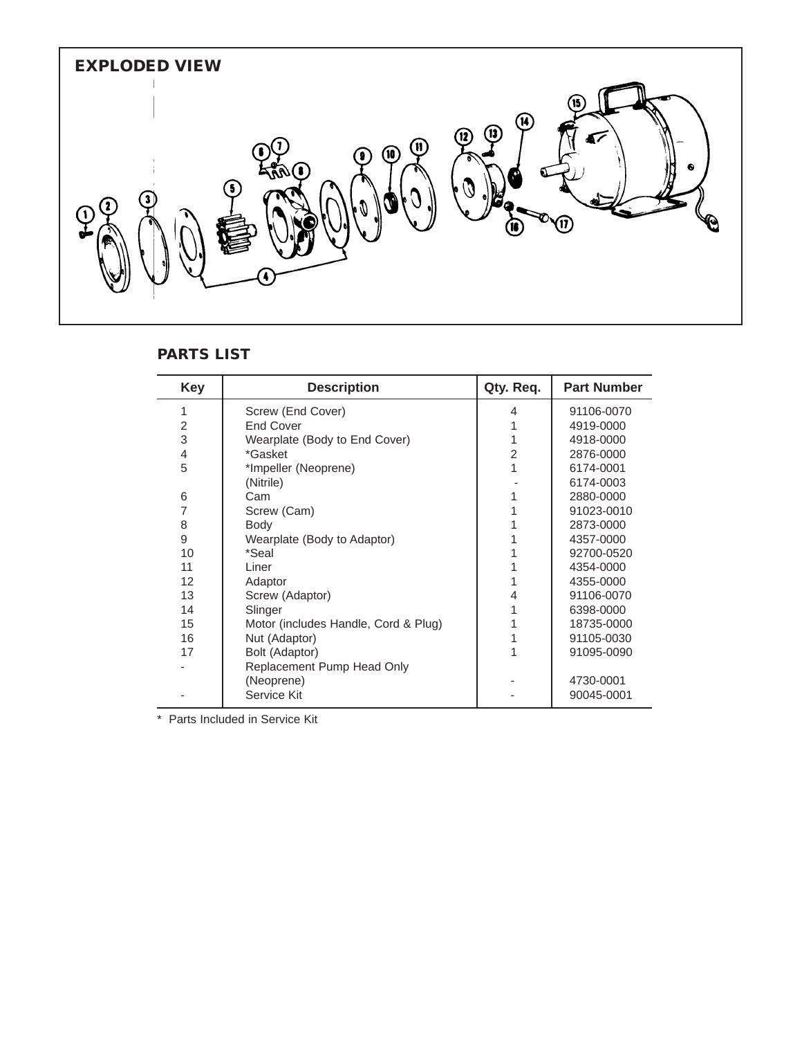## EXPLODED VIEW

## PARTS LIST

| Key | Description | Qty. Req. | Part Number |
|---|---|---|---|
| 1 | Screw (End Cover) | 4 | 91106-0070 |
| 2 | End Cover | 1 | 4919-0000 |
| 3 | Wearplate (Body to End Cover) | 1 | 4918-0000 |
| 4 | *Gasket | 2 | 2876-0000 |
| 5 | *Impeller (Neoprene) | 1 | 6174-0001 |
| | (Nitrile) | - | 6174-0003 |
| 6 | Cam | 1 | 2880-0000 |
| 7 | Screw (Cam) | 1 | 91023-0010 |
| 8 | Body | 1 | 2873-0000 |
| 9 | Wearplate (Body to Adaptor) | 1 | 4357-0000 |
| 10 | *Seal | 1 | 92700-0520 |
| 11 | Liner | 1 | 4354-0000 |
| 12 | Adaptor | 1 | 4355-0000 |
| 13 | Screw (Adaptor) | 4 | 91106-0070 |
| 14 | Slinger | 1 | 6398-0000 |
| 15 | Motor (includes Handle, Cord & Plug) | 1 | 18735-0000 |
| 16 | Nut (Adaptor) | 1 | 91105-0030 |
| 17 | Bolt (Adaptor) | 1 | 91095-0090 |
| - | Replacement Pump Head Only (Neoprene) | - | 4730-0001 |
| - | Service Kit | - | 90045-0001 |

* Parts Included in Service Kit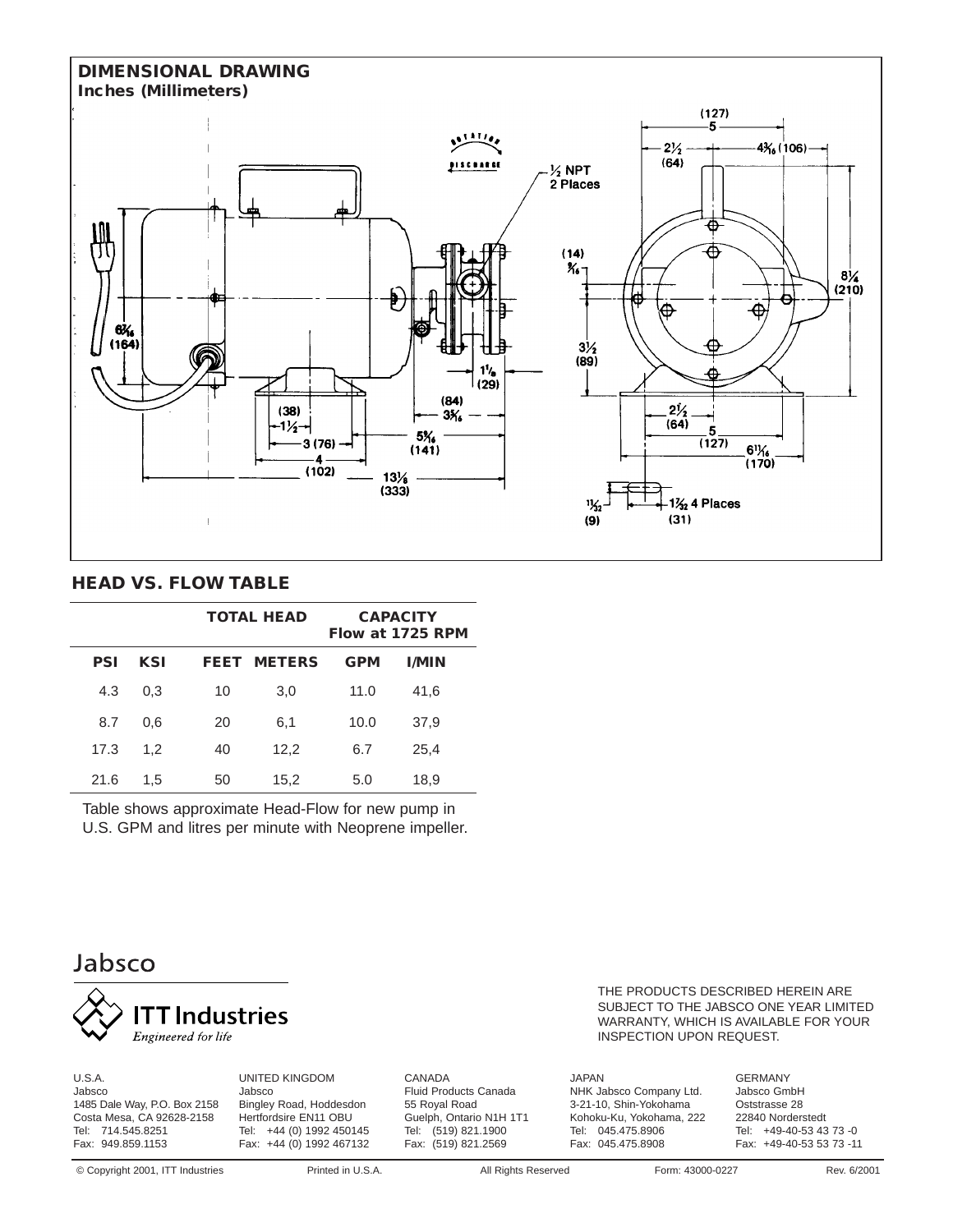## DIMENSIONAL DRAWING

**Inches (Millimeters)**

ROTATION

DISCHARGE

½ NPT
2 Places

(127)
5

2½
(64)

4³⁄₁₆ (106)

(14)
⁹⁄₁₆

8¼
(210)

6⁷⁄₁₆
(164)

3½
(89)

1¹⁄₈
(29)

(84)
3⁵⁄₁₆

(38)
1½

3 (76)

5⁹⁄₁₆
(141)

4
(102)

13¹⁄₈
(333)

2½
(64)

5
(127)

6¹¹⁄₁₆
(170)

¹¹⁄₃₂
(9)

1⁷⁄₃₂ 4 Places
(31)

## HEAD VS. FLOW TABLE

| | | TOTAL HEAD | | CAPACITY Flow at 1725 RPM | |
|---|---|---|---|---|---|
| **PSI** | **KSI** | **FEET** | **METERS** | **GPM** | **l/MIN** |
| 4.3 | 0,3 | 10 | 3,0 | 11.0 | 41,6 |
| 8.7 | 0,6 | 20 | 6,1 | 10.0 | 37,9 |
| 17.3 | 1,2 | 40 | 12,2 | 6.7 | 25,4 |
| 21.6 | 1,5 | 50 | 15,2 | 5.0 | 18,9 |

Table shows approximate Head-Flow for new pump in U.S. GPM and litres per minute with Neoprene impeller.

Jabsco

ITT Industries
*Engineered for life*

THE PRODUCTS DESCRIBED HEREIN ARE SUBJECT TO THE JABSCO ONE YEAR LIMITED WARRANTY, WHICH IS AVAILABLE FOR YOUR INSPECTION UPON REQUEST.

U.S.A.
Jabsco
1485 Dale Way, P.O. Box 2158
Costa Mesa, CA 92628-2158
Tel: 714.545.8251
Fax: 949.859.1153

UNITED KINGDOM
Jabsco
Bingley Road, Hoddesdon
Hertfordsire EN11 OBU
Tel: +44 (0) 1992 450145
Fax: +44 (0) 1992 467132

CANADA
Fluid Products Canada
55 Royal Road
Guelph, Ontario N1H 1T1
Tel: (519) 821.1900
Fax: (519) 821.2569

JAPAN
NHK Jabsco Company Ltd.
3-21-10, Shin-Yokohama
Kohoku-Ku, Yokohama, 222
Tel: 045.475.8906
Fax: 045.475.8908

GERMANY
Jabsco GmbH
Oststrasse 28
22840 Norderstedt
Tel: +49-40-53 43 73 -0
Fax: +49-40-53 53 73 -11

© Copyright 2001, ITT Industries | Printed in U.S.A. | All Rights Reserved | Form: 43000-0227 | Rev. 6/2001